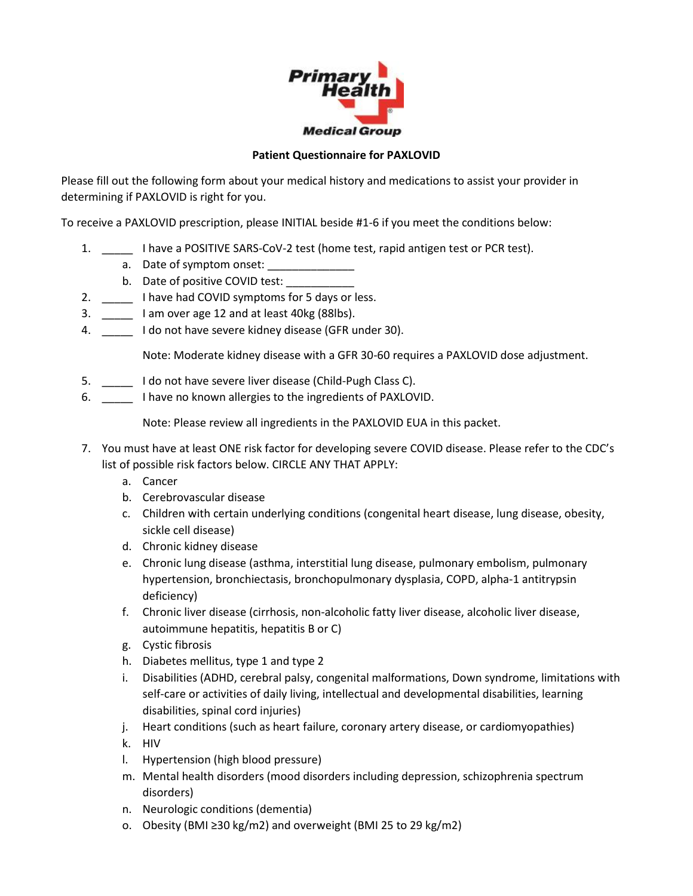Primary Health Medical Group

**Patient Questionnaire for PAXLOVID**

Please fill out the following form about your medical history and medications to assist your provider in determining if PAXLOVID is right for you.

To receive a PAXLOVID prescription, please INITIAL beside #1-6 if you meet the conditions below:

1. _____ I have a POSITIVE SARS-CoV-2 test (home test, rapid antigen test or PCR test).
   a. Date of symptom onset: ______________
   b. Date of positive COVID test: ___________
2. _____ I have had COVID symptoms for 5 days or less.
3. _____ I am over age 12 and at least 40kg (88lbs).
4. _____ I do not have severe kidney disease (GFR under 30).

   Note: Moderate kidney disease with a GFR 30-60 requires a PAXLOVID dose adjustment.

5. _____ I do not have severe liver disease (Child-Pugh Class C).
6. _____ I have no known allergies to the ingredients of PAXLOVID.

   Note: Please review all ingredients in the PAXLOVID EUA in this packet.

7. You must have at least ONE risk factor for developing severe COVID disease. Please refer to the CDC's list of possible risk factors below. CIRCLE ANY THAT APPLY:
   a. Cancer
   b. Cerebrovascular disease
   c. Children with certain underlying conditions (congenital heart disease, lung disease, obesity, sickle cell disease)
   d. Chronic kidney disease
   e. Chronic lung disease (asthma, interstitial lung disease, pulmonary embolism, pulmonary hypertension, bronchiectasis, bronchopulmonary dysplasia, COPD, alpha-1 antitrypsin deficiency)
   f. Chronic liver disease (cirrhosis, non-alcoholic fatty liver disease, alcoholic liver disease, autoimmune hepatitis, hepatitis B or C)
   g. Cystic fibrosis
   h. Diabetes mellitus, type 1 and type 2
   i. Disabilities (ADHD, cerebral palsy, congenital malformations, Down syndrome, limitations with self-care or activities of daily living, intellectual and developmental disabilities, learning disabilities, spinal cord injuries)
   j. Heart conditions (such as heart failure, coronary artery disease, or cardiomyopathies)
   k. HIV
   l. Hypertension (high blood pressure)
   m. Mental health disorders (mood disorders including depression, schizophrenia spectrum disorders)
   n. Neurologic conditions (dementia)
   o. Obesity (BMI ≥30 kg/m2) and overweight (BMI 25 to 29 kg/m2)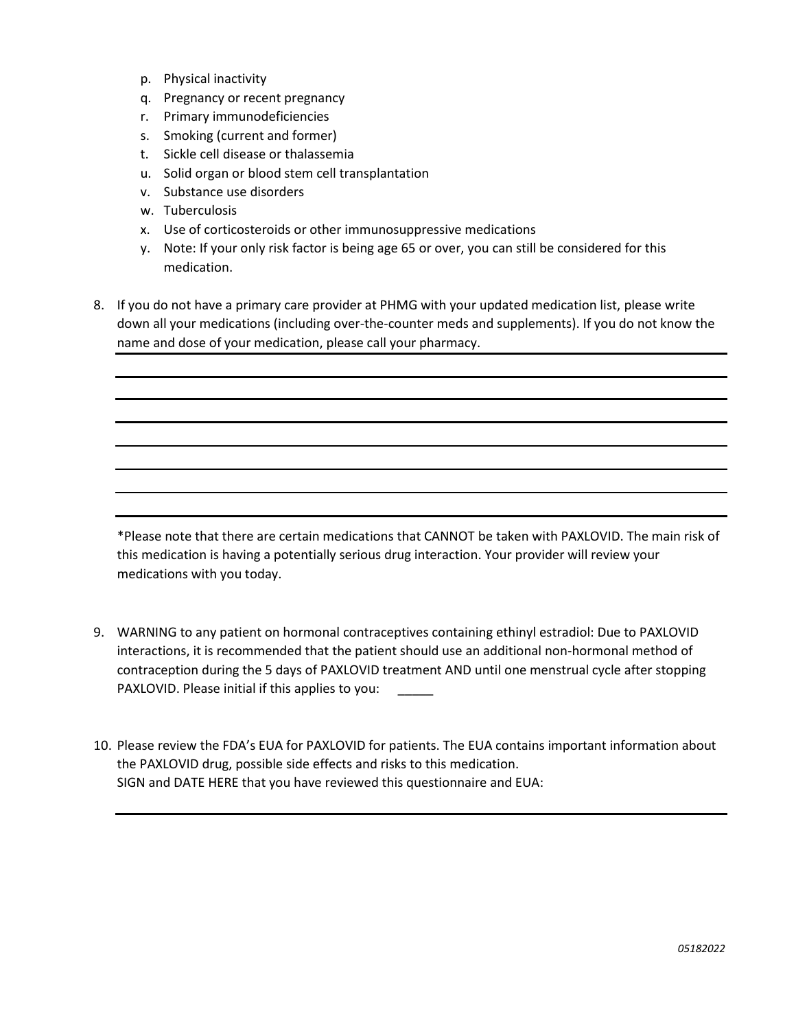p. Physical inactivity
q. Pregnancy or recent pregnancy
r. Primary immunodeficiencies
s. Smoking (current and former)
t. Sickle cell disease or thalassemia
u. Solid organ or blood stem cell transplantation
v. Substance use disorders
w. Tuberculosis
x. Use of corticosteroids or other immunosuppressive medications
y. Note: If your only risk factor is being age 65 or over, you can still be considered for this medication.

8. If you do not have a primary care provider at PHMG with your updated medication list, please write down all your medications (including over-the-counter meds and supplements). If you do not know the name and dose of your medication, please call your pharmacy.

\_\_\_\_\_\_\_\_\_\_\_\_\_\_\_\_\_\_\_\_\_\_\_\_\_\_\_\_\_\_\_\_\_\_\_\_\_\_\_\_\_\_\_\_\_\_\_\_\_\_\_\_\_\_\_\_\_\_\_\_

\_\_\_\_\_\_\_\_\_\_\_\_\_\_\_\_\_\_\_\_\_\_\_\_\_\_\_\_\_\_\_\_\_\_\_\_\_\_\_\_\_\_\_\_\_\_\_\_\_\_\_\_\_\_\_\_\_\_\_\_

\_\_\_\_\_\_\_\_\_\_\_\_\_\_\_\_\_\_\_\_\_\_\_\_\_\_\_\_\_\_\_\_\_\_\_\_\_\_\_\_\_\_\_\_\_\_\_\_\_\_\_\_\_\_\_\_\_\_\_\_

\_\_\_\_\_\_\_\_\_\_\_\_\_\_\_\_\_\_\_\_\_\_\_\_\_\_\_\_\_\_\_\_\_\_\_\_\_\_\_\_\_\_\_\_\_\_\_\_\_\_\_\_\_\_\_\_\_\_\_\_

\_\_\_\_\_\_\_\_\_\_\_\_\_\_\_\_\_\_\_\_\_\_\_\_\_\_\_\_\_\_\_\_\_\_\_\_\_\_\_\_\_\_\_\_\_\_\_\_\_\_\_\_\_\_\_\_\_\_\_\_

\_\_\_\_\_\_\_\_\_\_\_\_\_\_\_\_\_\_\_\_\_\_\_\_\_\_\_\_\_\_\_\_\_\_\_\_\_\_\_\_\_\_\_\_\_\_\_\_\_\_\_\_\_\_\_\_\_\_\_\_

\_\_\_\_\_\_\_\_\_\_\_\_\_\_\_\_\_\_\_\_\_\_\_\_\_\_\_\_\_\_\_\_\_\_\_\_\_\_\_\_\_\_\_\_\_\_\_\_\_\_\_\_\_\_\_\_\_\_\_\_

\_\_\_\_\_\_\_\_\_\_\_\_\_\_\_\_\_\_\_\_\_\_\_\_\_\_\_\_\_\_\_\_\_\_\_\_\_\_\_\_\_\_\_\_\_\_\_\_\_\_\_\_\_\_\_\_\_\_\_\_

*Please note that there are certain medications that CANNOT be taken with PAXLOVID. The main risk of this medication is having a potentially serious drug interaction. Your provider will review your medications with you today.

9. WARNING to any patient on hormonal contraceptives containing ethinyl estradiol: Due to PAXLOVID interactions, it is recommended that the patient should use an additional non-hormonal method of contraception during the 5 days of PAXLOVID treatment AND until one menstrual cycle after stopping PAXLOVID. Please initial if this applies to you: \_\_\_\_\_

10. Please review the FDA's EUA for PAXLOVID for patients. The EUA contains important information about the PAXLOVID drug, possible side effects and risks to this medication.
SIGN and DATE HERE that you have reviewed this questionnaire and EUA:

\_\_\_\_\_\_\_\_\_\_\_\_\_\_\_\_\_\_\_\_\_\_\_\_\_\_\_\_\_\_\_\_\_\_\_\_\_\_\_\_\_\_\_\_\_\_\_\_\_\_\_\_\_\_\_\_\_\_\_\_

*05182022*